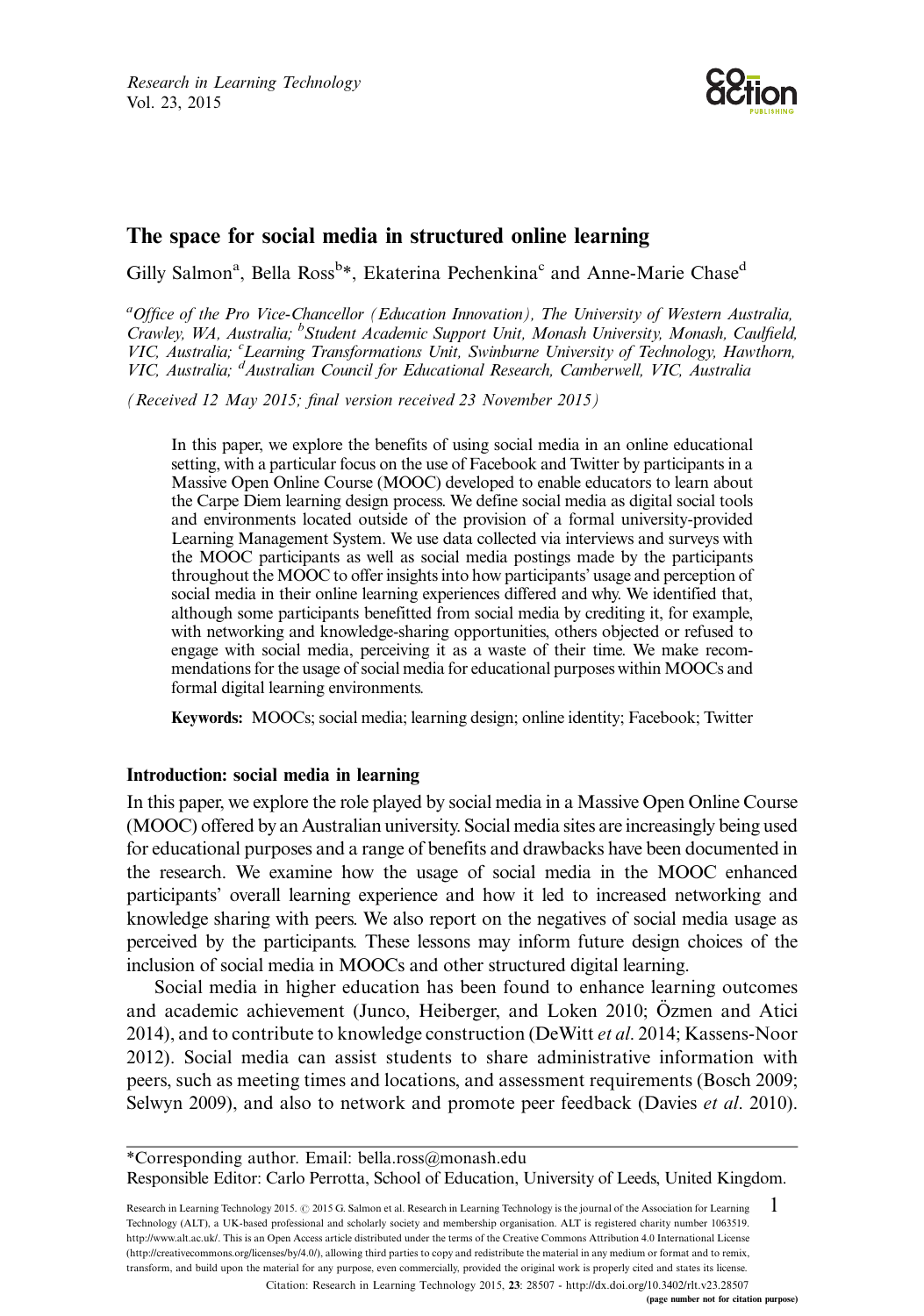# The space for social media in structured online learning

Gilly Salmon[a], Bella Ross[b]*, Ekaterina Pechenkina[c] and Anne-Marie Chase[d]

[a]*Office of the Pro Vice-Chancellor (Education Innovation), The University of Western Australia, Crawley, WA, Australia;* [b]*Student Academic Support Unit, Monash University, Monash, Caulfield, VIC, Australia;* [c]*Learning Transformations Unit, Swinburne University of Technology, Hawthorn, VIC, Australia;* [d]*Australian Council for Educational Research, Camberwell, VIC, Australia*

*(Received 12 May 2015; final version received 23 November 2015)*

In this paper, we explore the benefits of using social media in an online educational setting, with a particular focus on the use of Facebook and Twitter by participants in a Massive Open Online Course (MOOC) developed to enable educators to learn about the Carpe Diem learning design process. We define social media as digital social tools and environments located outside of the provision of a formal university-provided Learning Management System. We use data collected via interviews and surveys with the MOOC participants as well as social media postings made by the participants throughout the MOOC to offer insights into how participants' usage and perception of social media in their online learning experiences differed and why. We identified that, although some participants benefitted from social media by crediting it, for example, with networking and knowledge-sharing opportunities, others objected or refused to engage with social media, perceiving it as a waste of their time. We make recommendations for the usage of social media for educational purposes within MOOCs and formal digital learning environments.

**Keywords:** MOOCs; social media; learning design; online identity; Facebook; Twitter

## Introduction: social media in learning

In this paper, we explore the role played by social media in a Massive Open Online Course (MOOC) offered by an Australian university. Social media sites are increasingly being used for educational purposes and a range of benefits and drawbacks have been documented in the research. We examine how the usage of social media in the MOOC enhanced participants' overall learning experience and how it led to increased networking and knowledge sharing with peers. We also report on the negatives of social media usage as perceived by the participants. These lessons may inform future design choices of the inclusion of social media in MOOCs and other structured digital learning.

Social media in higher education has been found to enhance learning outcomes and academic achievement (Junco, Heiberger, and Loken 2010; Özmen and Atici 2014), and to contribute to knowledge construction (DeWitt *et al.* 2014; Kassens-Noor 2012). Social media can assist students to share administrative information with peers, such as meeting times and locations, and assessment requirements (Bosch 2009; Selwyn 2009), and also to network and promote peer feedback (Davies *et al.* 2010).

---

*Corresponding author. Email: bella.ross@monash.edu

Responsible Editor: Carlo Perrotta, School of Education, University of Leeds, United Kingdom.

Research in Learning Technology 2015. © 2015 G. Salmon et al. Research in Learning Technology is the journal of the Association for Learning Technology (ALT), a UK-based professional and scholarly society and membership organisation. ALT is registered charity number 1063519. http://www.alt.ac.uk/. This is an Open Access article distributed under the terms of the Creative Commons Attribution 4.0 International License (http://creativecommons.org/licenses/by/4.0/), allowing third parties to copy and redistribute the material in any medium or format and to remix, transform, and build upon the material for any purpose, even commercially, provided the original work is properly cited and states its license.

Citation: Research in Learning Technology 2015, **23**: 28507 - http://dx.doi.org/10.3402/rlt.v23.28507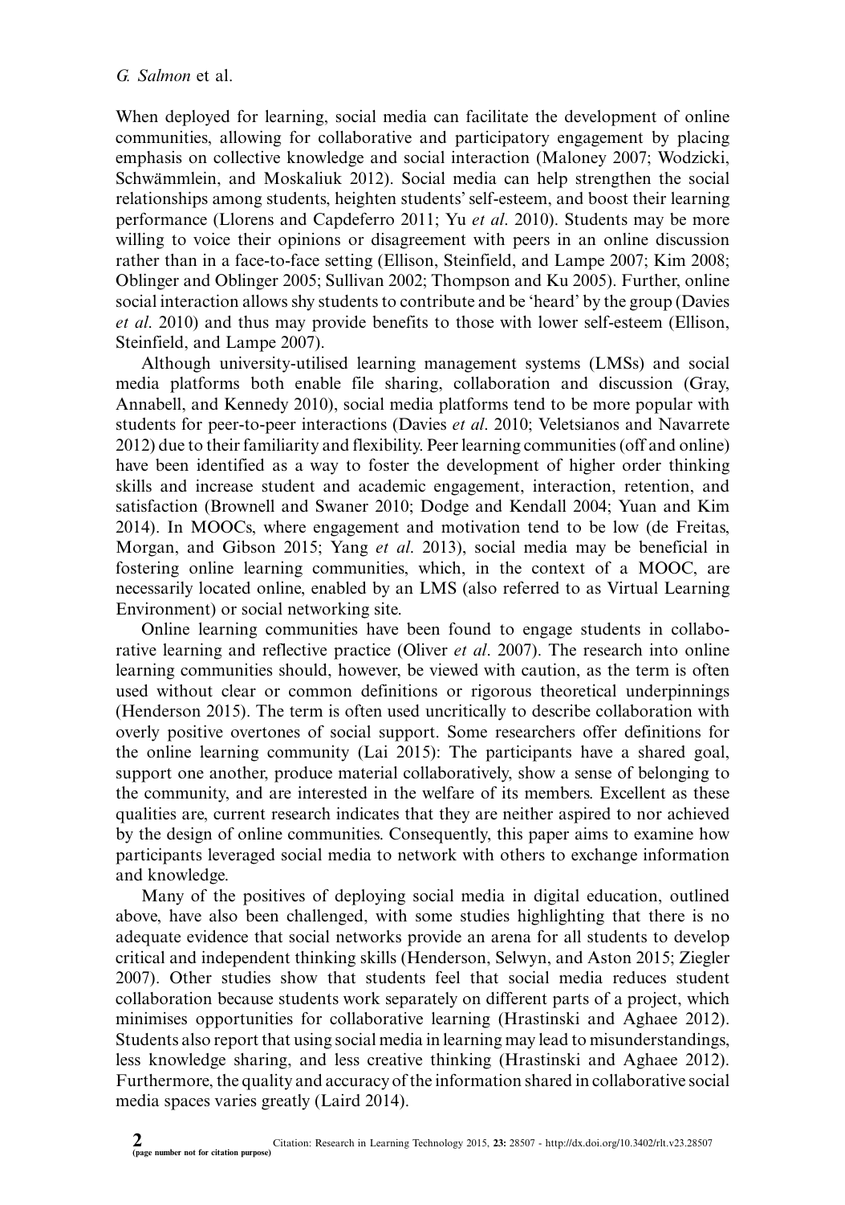When deployed for learning, social media can facilitate the development of online communities, allowing for collaborative and participatory engagement by placing emphasis on collective knowledge and social interaction (Maloney 2007; Wodzicki, Schwämmlein, and Moskaliuk 2012). Social media can help strengthen the social relationships among students, heighten students' self-esteem, and boost their learning performance (Llorens and Capdeferro 2011; Yu *et al*. 2010). Students may be more willing to voice their opinions or disagreement with peers in an online discussion rather than in a face-to-face setting (Ellison, Steinfield, and Lampe 2007; Kim 2008; Oblinger and Oblinger 2005; Sullivan 2002; Thompson and Ku 2005). Further, online social interaction allows shy students to contribute and be 'heard' by the group (Davies *et al*. 2010) and thus may provide benefits to those with lower self-esteem (Ellison, Steinfield, and Lampe 2007).

Although university-utilised learning management systems (LMSs) and social media platforms both enable file sharing, collaboration and discussion (Gray, Annabell, and Kennedy 2010), social media platforms tend to be more popular with students for peer-to-peer interactions (Davies *et al*. 2010; Veletsianos and Navarrete 2012) due to their familiarity and flexibility. Peer learning communities (off and online) have been identified as a way to foster the development of higher order thinking skills and increase student and academic engagement, interaction, retention, and satisfaction (Brownell and Swaner 2010; Dodge and Kendall 2004; Yuan and Kim 2014). In MOOCs, where engagement and motivation tend to be low (de Freitas, Morgan, and Gibson 2015; Yang *et al*. 2013), social media may be beneficial in fostering online learning communities, which, in the context of a MOOC, are necessarily located online, enabled by an LMS (also referred to as Virtual Learning Environment) or social networking site.

Online learning communities have been found to engage students in collaborative learning and reflective practice (Oliver *et al*. 2007). The research into online learning communities should, however, be viewed with caution, as the term is often used without clear or common definitions or rigorous theoretical underpinnings (Henderson 2015). The term is often used uncritically to describe collaboration with overly positive overtones of social support. Some researchers offer definitions for the online learning community (Lai 2015): The participants have a shared goal, support one another, produce material collaboratively, show a sense of belonging to the community, and are interested in the welfare of its members. Excellent as these qualities are, current research indicates that they are neither aspired to nor achieved by the design of online communities. Consequently, this paper aims to examine how participants leveraged social media to network with others to exchange information and knowledge.

Many of the positives of deploying social media in digital education, outlined above, have also been challenged, with some studies highlighting that there is no adequate evidence that social networks provide an arena for all students to develop critical and independent thinking skills (Henderson, Selwyn, and Aston 2015; Ziegler 2007). Other studies show that students feel that social media reduces student collaboration because students work separately on different parts of a project, which minimises opportunities for collaborative learning (Hrastinski and Aghaee 2012). Students also report that using social media in learning may lead to misunderstandings, less knowledge sharing, and less creative thinking (Hrastinski and Aghaee 2012). Furthermore, the quality and accuracy of the information shared in collaborative social media spaces varies greatly (Laird 2014).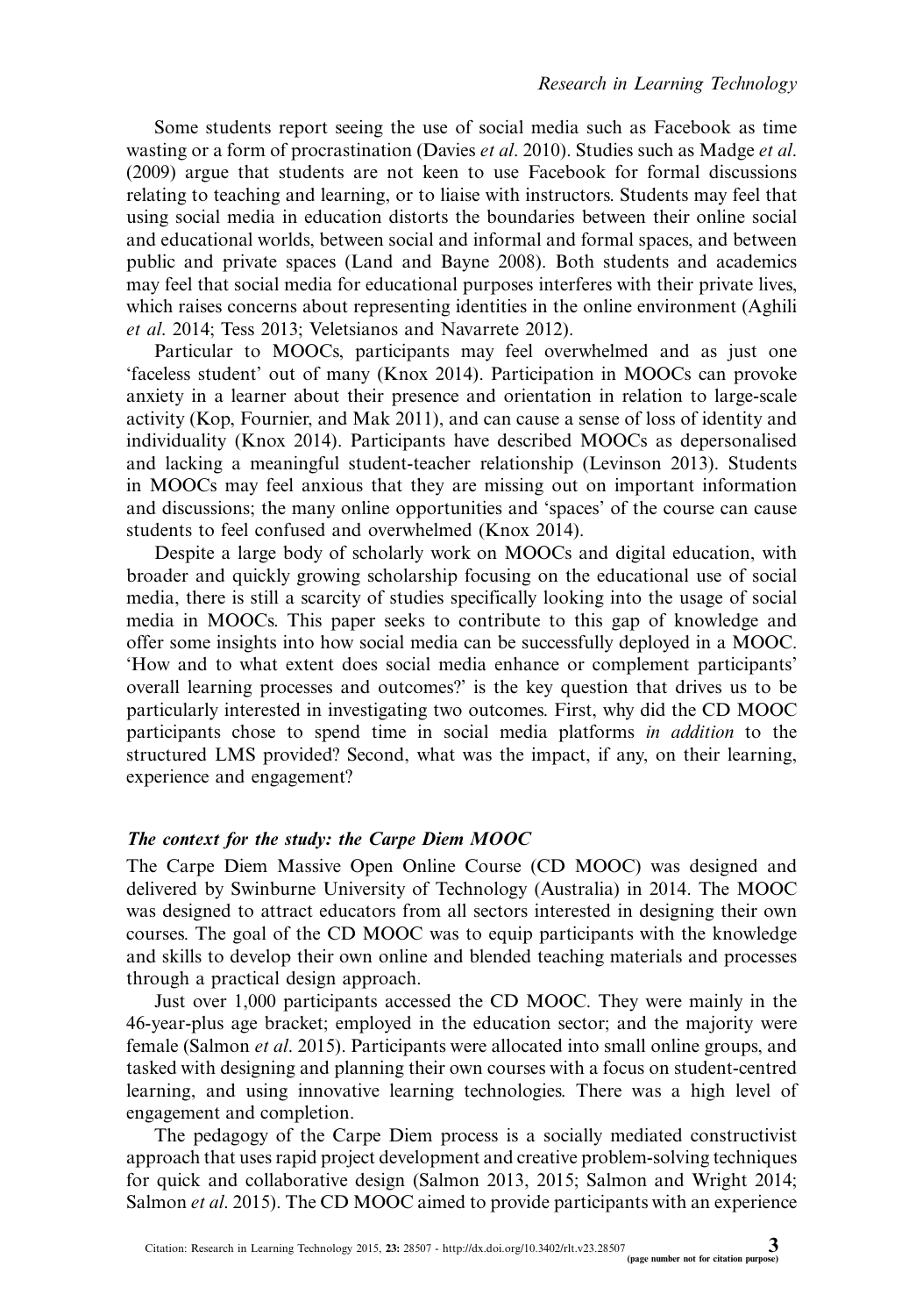Some students report seeing the use of social media such as Facebook as time wasting or a form of procrastination (Davies *et al*. 2010). Studies such as Madge *et al*. (2009) argue that students are not keen to use Facebook for formal discussions relating to teaching and learning, or to liaise with instructors. Students may feel that using social media in education distorts the boundaries between their online social and educational worlds, between social and informal and formal spaces, and between public and private spaces (Land and Bayne 2008). Both students and academics may feel that social media for educational purposes interferes with their private lives, which raises concerns about representing identities in the online environment (Aghili *et al*. 2014; Tess 2013; Veletsianos and Navarrete 2012).

Particular to MOOCs, participants may feel overwhelmed and as just one 'faceless student' out of many (Knox 2014). Participation in MOOCs can provoke anxiety in a learner about their presence and orientation in relation to large-scale activity (Kop, Fournier, and Mak 2011), and can cause a sense of loss of identity and individuality (Knox 2014). Participants have described MOOCs as depersonalised and lacking a meaningful student-teacher relationship (Levinson 2013). Students in MOOCs may feel anxious that they are missing out on important information and discussions; the many online opportunities and 'spaces' of the course can cause students to feel confused and overwhelmed (Knox 2014).

Despite a large body of scholarly work on MOOCs and digital education, with broader and quickly growing scholarship focusing on the educational use of social media, there is still a scarcity of studies specifically looking into the usage of social media in MOOCs. This paper seeks to contribute to this gap of knowledge and offer some insights into how social media can be successfully deployed in a MOOC. 'How and to what extent does social media enhance or complement participants' overall learning processes and outcomes?' is the key question that drives us to be particularly interested in investigating two outcomes. First, why did the CD MOOC participants chose to spend time in social media platforms *in addition* to the structured LMS provided? Second, what was the impact, if any, on their learning, experience and engagement?

### *The context for the study: the Carpe Diem MOOC*

The Carpe Diem Massive Open Online Course (CD MOOC) was designed and delivered by Swinburne University of Technology (Australia) in 2014. The MOOC was designed to attract educators from all sectors interested in designing their own courses. The goal of the CD MOOC was to equip participants with the knowledge and skills to develop their own online and blended teaching materials and processes through a practical design approach.

Just over 1,000 participants accessed the CD MOOC. They were mainly in the 46-year-plus age bracket; employed in the education sector; and the majority were female (Salmon *et al*. 2015). Participants were allocated into small online groups, and tasked with designing and planning their own courses with a focus on student-centred learning, and using innovative learning technologies. There was a high level of engagement and completion.

The pedagogy of the Carpe Diem process is a socially mediated constructivist approach that uses rapid project development and creative problem-solving techniques for quick and collaborative design (Salmon 2013, 2015; Salmon and Wright 2014; Salmon *et al*. 2015). The CD MOOC aimed to provide participants with an experience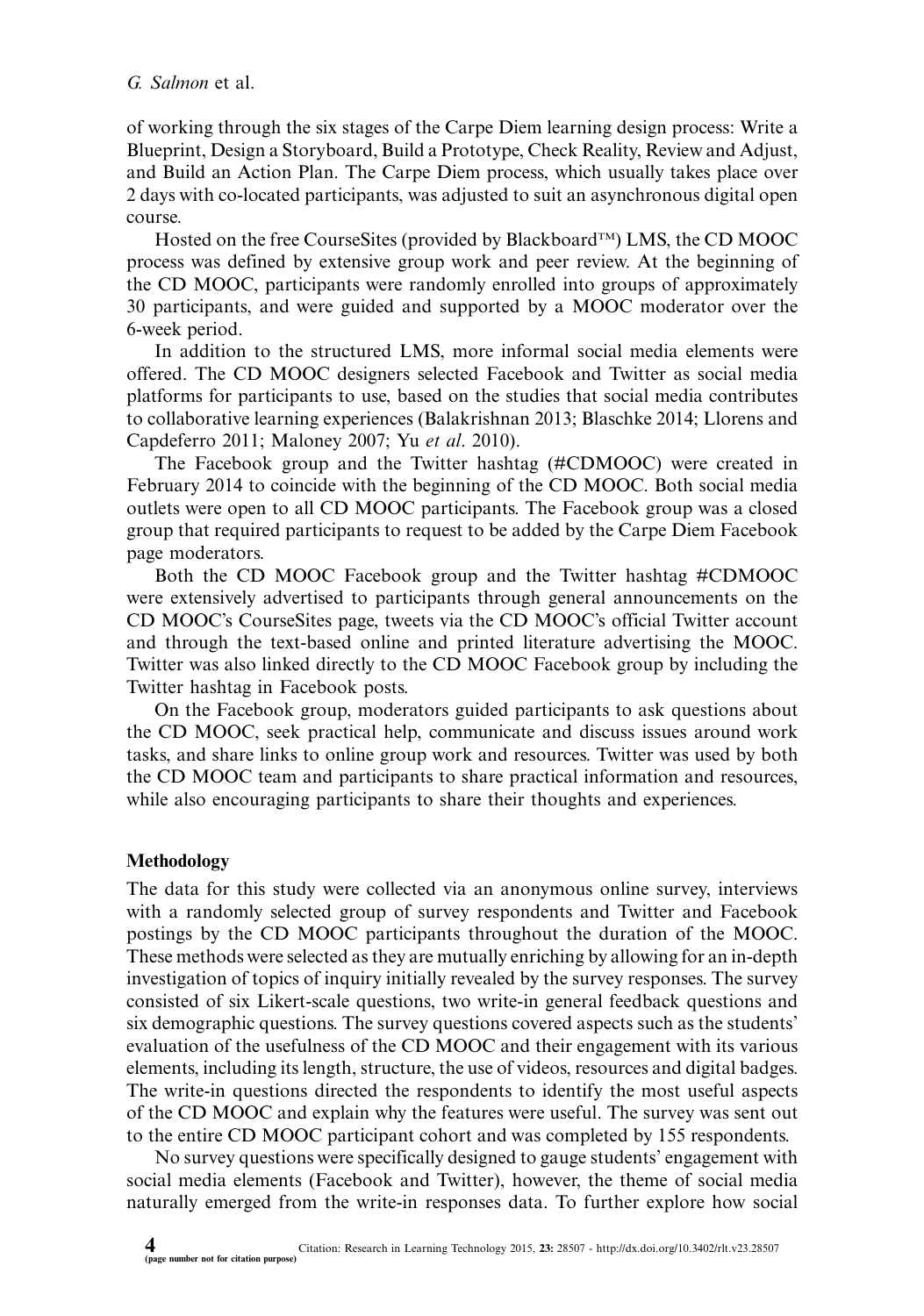of working through the six stages of the Carpe Diem learning design process: Write a Blueprint, Design a Storyboard, Build a Prototype, Check Reality, Review and Adjust, and Build an Action Plan. The Carpe Diem process, which usually takes place over 2 days with co-located participants, was adjusted to suit an asynchronous digital open course.

Hosted on the free CourseSites (provided by Blackboard™) LMS, the CD MOOC process was defined by extensive group work and peer review. At the beginning of the CD MOOC, participants were randomly enrolled into groups of approximately 30 participants, and were guided and supported by a MOOC moderator over the 6-week period.

In addition to the structured LMS, more informal social media elements were offered. The CD MOOC designers selected Facebook and Twitter as social media platforms for participants to use, based on the studies that social media contributes to collaborative learning experiences (Balakrishnan 2013; Blaschke 2014; Llorens and Capdeferro 2011; Maloney 2007; Yu *et al*. 2010).

The Facebook group and the Twitter hashtag (#CDMOOC) were created in February 2014 to coincide with the beginning of the CD MOOC. Both social media outlets were open to all CD MOOC participants. The Facebook group was a closed group that required participants to request to be added by the Carpe Diem Facebook page moderators.

Both the CD MOOC Facebook group and the Twitter hashtag #CDMOOC were extensively advertised to participants through general announcements on the CD MOOC's CourseSites page, tweets via the CD MOOC's official Twitter account and through the text-based online and printed literature advertising the MOOC. Twitter was also linked directly to the CD MOOC Facebook group by including the Twitter hashtag in Facebook posts.

On the Facebook group, moderators guided participants to ask questions about the CD MOOC, seek practical help, communicate and discuss issues around work tasks, and share links to online group work and resources. Twitter was used by both the CD MOOC team and participants to share practical information and resources, while also encouraging participants to share their thoughts and experiences.

## Methodology

The data for this study were collected via an anonymous online survey, interviews with a randomly selected group of survey respondents and Twitter and Facebook postings by the CD MOOC participants throughout the duration of the MOOC. These methods were selected as they are mutually enriching by allowing for an in-depth investigation of topics of inquiry initially revealed by the survey responses. The survey consisted of six Likert-scale questions, two write-in general feedback questions and six demographic questions. The survey questions covered aspects such as the students' evaluation of the usefulness of the CD MOOC and their engagement with its various elements, including its length, structure, the use of videos, resources and digital badges. The write-in questions directed the respondents to identify the most useful aspects of the CD MOOC and explain why the features were useful. The survey was sent out to the entire CD MOOC participant cohort and was completed by 155 respondents.

No survey questions were specifically designed to gauge students' engagement with social media elements (Facebook and Twitter), however, the theme of social media naturally emerged from the write-in responses data. To further explore how social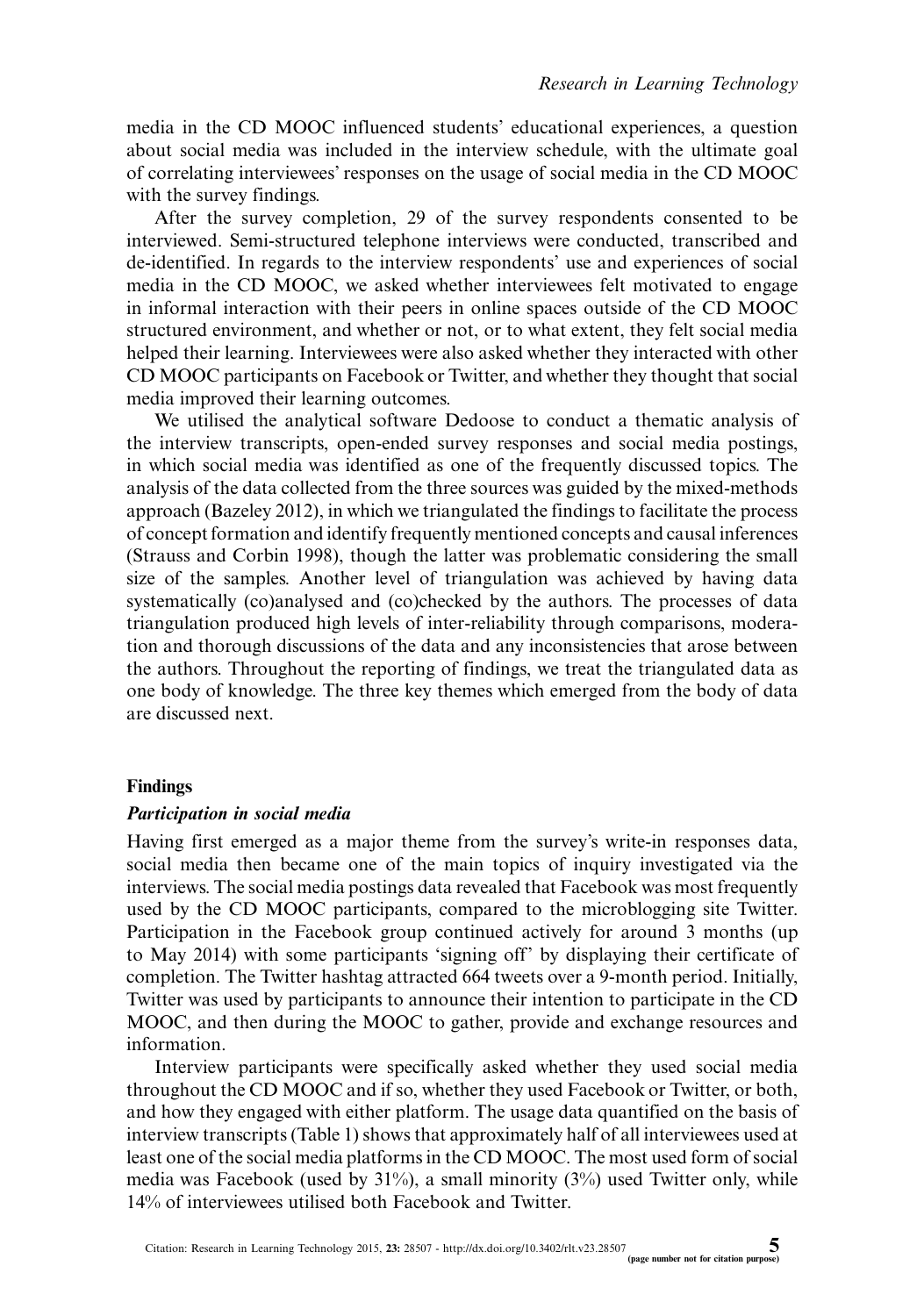media in the CD MOOC influenced students' educational experiences, a question about social media was included in the interview schedule, with the ultimate goal of correlating interviewees' responses on the usage of social media in the CD MOOC with the survey findings.

After the survey completion, 29 of the survey respondents consented to be interviewed. Semi-structured telephone interviews were conducted, transcribed and de-identified. In regards to the interview respondents' use and experiences of social media in the CD MOOC, we asked whether interviewees felt motivated to engage in informal interaction with their peers in online spaces outside of the CD MOOC structured environment, and whether or not, or to what extent, they felt social media helped their learning. Interviewees were also asked whether they interacted with other CD MOOC participants on Facebook or Twitter, and whether they thought that social media improved their learning outcomes.

We utilised the analytical software Dedoose to conduct a thematic analysis of the interview transcripts, open-ended survey responses and social media postings, in which social media was identified as one of the frequently discussed topics. The analysis of the data collected from the three sources was guided by the mixed-methods approach (Bazeley 2012), in which we triangulated the findings to facilitate the process of concept formation and identify frequently mentioned concepts and causal inferences (Strauss and Corbin 1998), though the latter was problematic considering the small size of the samples. Another level of triangulation was achieved by having data systematically (co)analysed and (co)checked by the authors. The processes of data triangulation produced high levels of inter-reliability through comparisons, moderation and thorough discussions of the data and any inconsistencies that arose between the authors. Throughout the reporting of findings, we treat the triangulated data as one body of knowledge. The three key themes which emerged from the body of data are discussed next.

## Findings

### *Participation in social media*

Having first emerged as a major theme from the survey's write-in responses data, social media then became one of the main topics of inquiry investigated via the interviews. The social media postings data revealed that Facebook was most frequently used by the CD MOOC participants, compared to the microblogging site Twitter. Participation in the Facebook group continued actively for around 3 months (up to May 2014) with some participants 'signing off' by displaying their certificate of completion. The Twitter hashtag attracted 664 tweets over a 9-month period. Initially, Twitter was used by participants to announce their intention to participate in the CD MOOC, and then during the MOOC to gather, provide and exchange resources and information.

Interview participants were specifically asked whether they used social media throughout the CD MOOC and if so, whether they used Facebook or Twitter, or both, and how they engaged with either platform. The usage data quantified on the basis of interview transcripts (Table 1) shows that approximately half of all interviewees used at least one of the social media platforms in the CD MOOC. The most used form of social media was Facebook (used by 31%), a small minority (3%) used Twitter only, while 14% of interviewees utilised both Facebook and Twitter.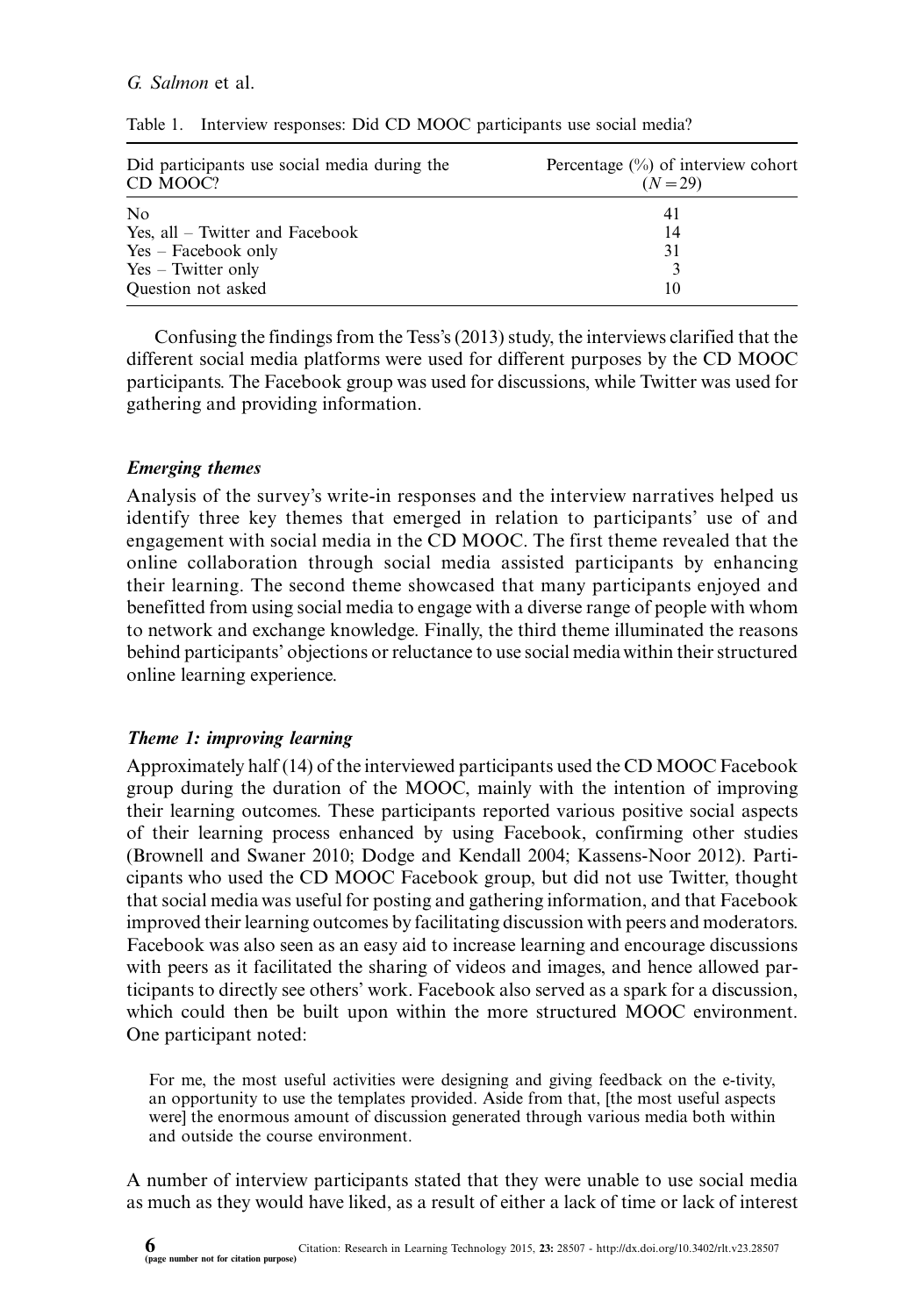Table 1. Interview responses: Did CD MOOC participants use social media?

| Did participants use social media during the CD MOOC? | Percentage (%) of interview cohort ($N = 29$) |
|---|---|
| No | 41 |
| Yes, all – Twitter and Facebook | 14 |
| Yes – Facebook only | 31 |
| Yes – Twitter only | 3 |
| Question not asked | 10 |

Confusing the findings from the Tess's (2013) study, the interviews clarified that the different social media platforms were used for different purposes by the CD MOOC participants. The Facebook group was used for discussions, while Twitter was used for gathering and providing information.

### *Emerging themes*

Analysis of the survey's write-in responses and the interview narratives helped us identify three key themes that emerged in relation to participants' use of and engagement with social media in the CD MOOC. The first theme revealed that the online collaboration through social media assisted participants by enhancing their learning. The second theme showcased that many participants enjoyed and benefitted from using social media to engage with a diverse range of people with whom to network and exchange knowledge. Finally, the third theme illuminated the reasons behind participants' objections or reluctance to use social media within their structured online learning experience.

### *Theme 1: improving learning*

Approximately half (14) of the interviewed participants used the CD MOOC Facebook group during the duration of the MOOC, mainly with the intention of improving their learning outcomes. These participants reported various positive social aspects of their learning process enhanced by using Facebook, confirming other studies (Brownell and Swaner 2010; Dodge and Kendall 2004; Kassens-Noor 2012). Participants who used the CD MOOC Facebook group, but did not use Twitter, thought that social media was useful for posting and gathering information, and that Facebook improved their learning outcomes by facilitating discussion with peers and moderators. Facebook was also seen as an easy aid to increase learning and encourage discussions with peers as it facilitated the sharing of videos and images, and hence allowed participants to directly see others' work. Facebook also served as a spark for a discussion, which could then be built upon within the more structured MOOC environment. One participant noted:

> For me, the most useful activities were designing and giving feedback on the e-tivity, an opportunity to use the templates provided. Aside from that, [the most useful aspects were] the enormous amount of discussion generated through various media both within and outside the course environment.

A number of interview participants stated that they were unable to use social media as much as they would have liked, as a result of either a lack of time or lack of interest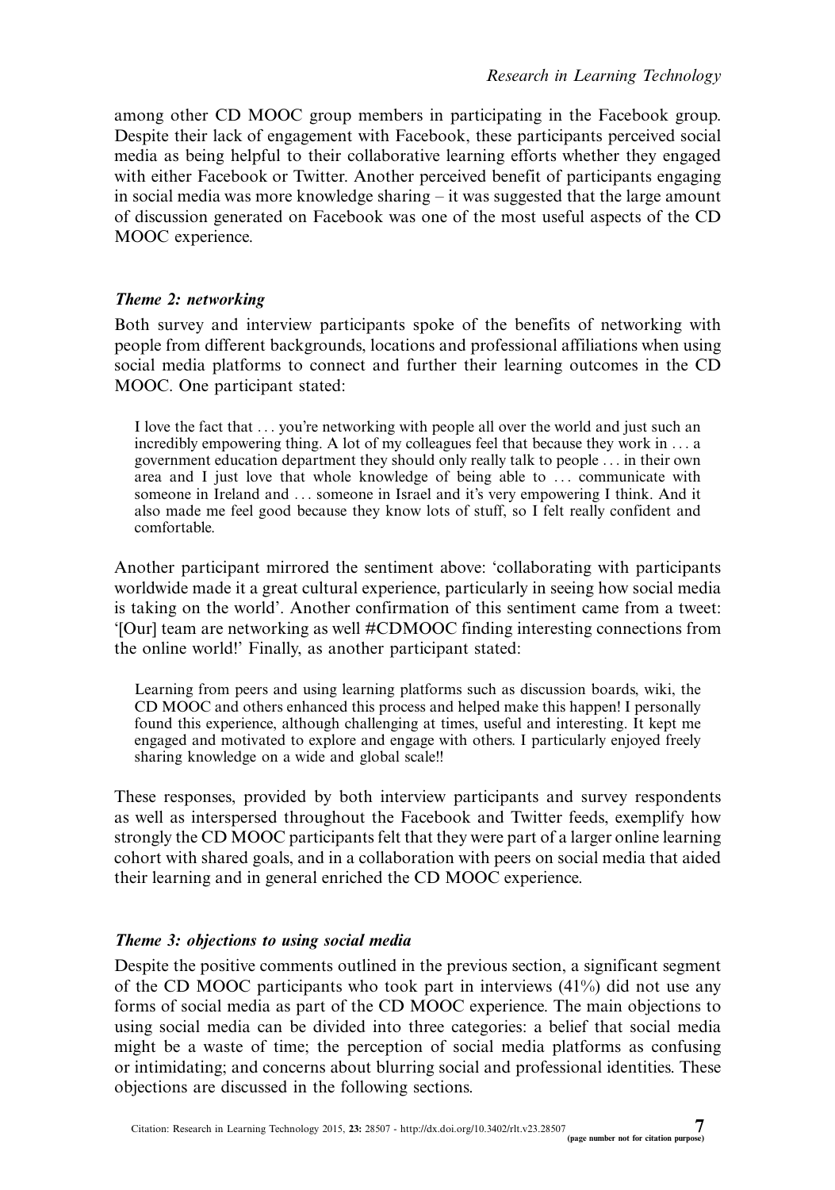among other CD MOOC group members in participating in the Facebook group. Despite their lack of engagement with Facebook, these participants perceived social media as being helpful to their collaborative learning efforts whether they engaged with either Facebook or Twitter. Another perceived benefit of participants engaging in social media was more knowledge sharing – it was suggested that the large amount of discussion generated on Facebook was one of the most useful aspects of the CD MOOC experience.

### *Theme 2: networking*

Both survey and interview participants spoke of the benefits of networking with people from different backgrounds, locations and professional affiliations when using social media platforms to connect and further their learning outcomes in the CD MOOC. One participant stated:

> I love the fact that . . . you're networking with people all over the world and just such an incredibly empowering thing. A lot of my colleagues feel that because they work in . . . a government education department they should only really talk to people . . . in their own area and I just love that whole knowledge of being able to . . . communicate with someone in Ireland and . . . someone in Israel and it's very empowering I think. And it also made me feel good because they know lots of stuff, so I felt really confident and comfortable.

Another participant mirrored the sentiment above: 'collaborating with participants worldwide made it a great cultural experience, particularly in seeing how social media is taking on the world'. Another confirmation of this sentiment came from a tweet: '[Our] team are networking as well #CDMOOC finding interesting connections from the online world!' Finally, as another participant stated:

> Learning from peers and using learning platforms such as discussion boards, wiki, the CD MOOC and others enhanced this process and helped make this happen! I personally found this experience, although challenging at times, useful and interesting. It kept me engaged and motivated to explore and engage with others. I particularly enjoyed freely sharing knowledge on a wide and global scale!!

These responses, provided by both interview participants and survey respondents as well as interspersed throughout the Facebook and Twitter feeds, exemplify how strongly the CD MOOC participants felt that they were part of a larger online learning cohort with shared goals, and in a collaboration with peers on social media that aided their learning and in general enriched the CD MOOC experience.

### *Theme 3: objections to using social media*

Despite the positive comments outlined in the previous section, a significant segment of the CD MOOC participants who took part in interviews (41%) did not use any forms of social media as part of the CD MOOC experience. The main objections to using social media can be divided into three categories: a belief that social media might be a waste of time; the perception of social media platforms as confusing or intimidating; and concerns about blurring social and professional identities. These objections are discussed in the following sections.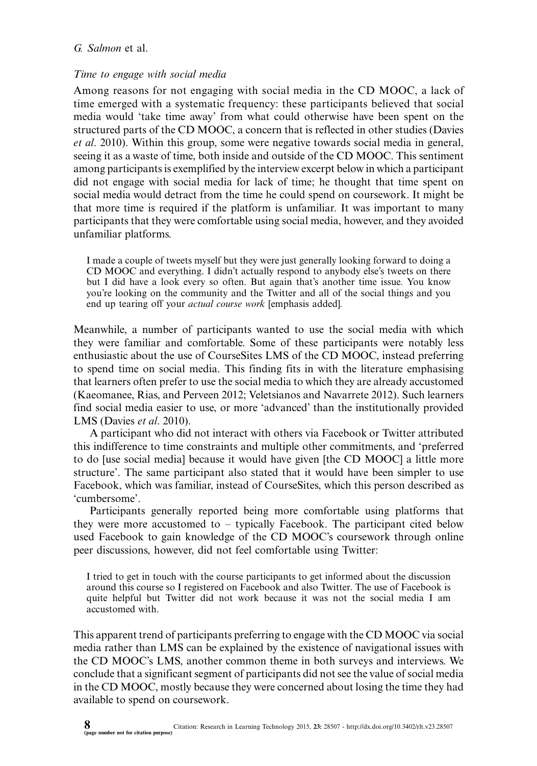*Time to engage with social media*

Among reasons for not engaging with social media in the CD MOOC, a lack of time emerged with a systematic frequency: these participants believed that social media would 'take time away' from what could otherwise have been spent on the structured parts of the CD MOOC, a concern that is reflected in other studies (Davies *et al*. 2010). Within this group, some were negative towards social media in general, seeing it as a waste of time, both inside and outside of the CD MOOC. This sentiment among participants is exemplified by the interview excerpt below in which a participant did not engage with social media for lack of time; he thought that time spent on social media would detract from the time he could spend on coursework. It might be that more time is required if the platform is unfamiliar. It was important to many participants that they were comfortable using social media, however, and they avoided unfamiliar platforms.

> I made a couple of tweets myself but they were just generally looking forward to doing a CD MOOC and everything. I didn't actually respond to anybody else's tweets on there but I did have a look every so often. But again that's another time issue. You know you're looking on the community and the Twitter and all of the social things and you end up tearing off your *actual course work* [emphasis added].

Meanwhile, a number of participants wanted to use the social media with which they were familiar and comfortable. Some of these participants were notably less enthusiastic about the use of CourseSites LMS of the CD MOOC, instead preferring to spend time on social media. This finding fits in with the literature emphasising that learners often prefer to use the social media to which they are already accustomed (Kaeomanee, Rias, and Perveen 2012; Veletsianos and Navarrete 2012). Such learners find social media easier to use, or more 'advanced' than the institutionally provided LMS (Davies *et al*. 2010).

A participant who did not interact with others via Facebook or Twitter attributed this indifference to time constraints and multiple other commitments, and 'preferred to do [use social media] because it would have given [the CD MOOC] a little more structure'. The same participant also stated that it would have been simpler to use Facebook, which was familiar, instead of CourseSites, which this person described as 'cumbersome'.

Participants generally reported being more comfortable using platforms that they were more accustomed to – typically Facebook. The participant cited below used Facebook to gain knowledge of the CD MOOC's coursework through online peer discussions, however, did not feel comfortable using Twitter:

> I tried to get in touch with the course participants to get informed about the discussion around this course so I registered on Facebook and also Twitter. The use of Facebook is quite helpful but Twitter did not work because it was not the social media I am accustomed with.

This apparent trend of participants preferring to engage with the CD MOOC via social media rather than LMS can be explained by the existence of navigational issues with the CD MOOC's LMS, another common theme in both surveys and interviews. We conclude that a significant segment of participants did not see the value of social media in the CD MOOC, mostly because they were concerned about losing the time they had available to spend on coursework.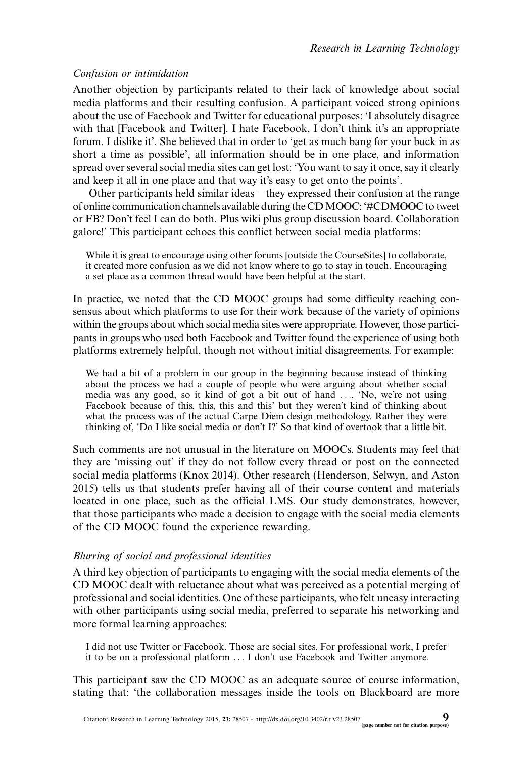### *Confusion or intimidation*

Another objection by participants related to their lack of knowledge about social media platforms and their resulting confusion. A participant voiced strong opinions about the use of Facebook and Twitter for educational purposes: 'I absolutely disagree with that [Facebook and Twitter]. I hate Facebook, I don't think it's an appropriate forum. I dislike it'. She believed that in order to 'get as much bang for your buck in as short a time as possible', all information should be in one place, and information spread over several social media sites can get lost: 'You want to say it once, say it clearly and keep it all in one place and that way it's easy to get onto the points'.

Other participants held similar ideas – they expressed their confusion at the range of online communication channels available during the CD MOOC: '#CDMOOC to tweet or FB? Don't feel I can do both. Plus wiki plus group discussion board. Collaboration galore!' This participant echoes this conflict between social media platforms:

> While it is great to encourage using other forums [outside the CourseSites] to collaborate, it created more confusion as we did not know where to go to stay in touch. Encouraging a set place as a common thread would have been helpful at the start.

In practice, we noted that the CD MOOC groups had some difficulty reaching consensus about which platforms to use for their work because of the variety of opinions within the groups about which social media sites were appropriate. However, those participants in groups who used both Facebook and Twitter found the experience of using both platforms extremely helpful, though not without initial disagreements. For example:

> We had a bit of a problem in our group in the beginning because instead of thinking about the process we had a couple of people who were arguing about whether social media was any good, so it kind of got a bit out of hand . . ., 'No, we're not using Facebook because of this, this, this and this' but they weren't kind of thinking about what the process was of the actual Carpe Diem design methodology. Rather they were thinking of, 'Do I like social media or don't I?' So that kind of overtook that a little bit.

Such comments are not unusual in the literature on MOOCs. Students may feel that they are 'missing out' if they do not follow every thread or post on the connected social media platforms (Knox 2014). Other research (Henderson, Selwyn, and Aston 2015) tells us that students prefer having all of their course content and materials located in one place, such as the official LMS. Our study demonstrates, however, that those participants who made a decision to engage with the social media elements of the CD MOOC found the experience rewarding.

### *Blurring of social and professional identities*

A third key objection of participants to engaging with the social media elements of the CD MOOC dealt with reluctance about what was perceived as a potential merging of professional and social identities. One of these participants, who felt uneasy interacting with other participants using social media, preferred to separate his networking and more formal learning approaches:

> I did not use Twitter or Facebook. Those are social sites. For professional work, I prefer it to be on a professional platform . . . I don't use Facebook and Twitter anymore.

This participant saw the CD MOOC as an adequate source of course information, stating that: 'the collaboration messages inside the tools on Blackboard are more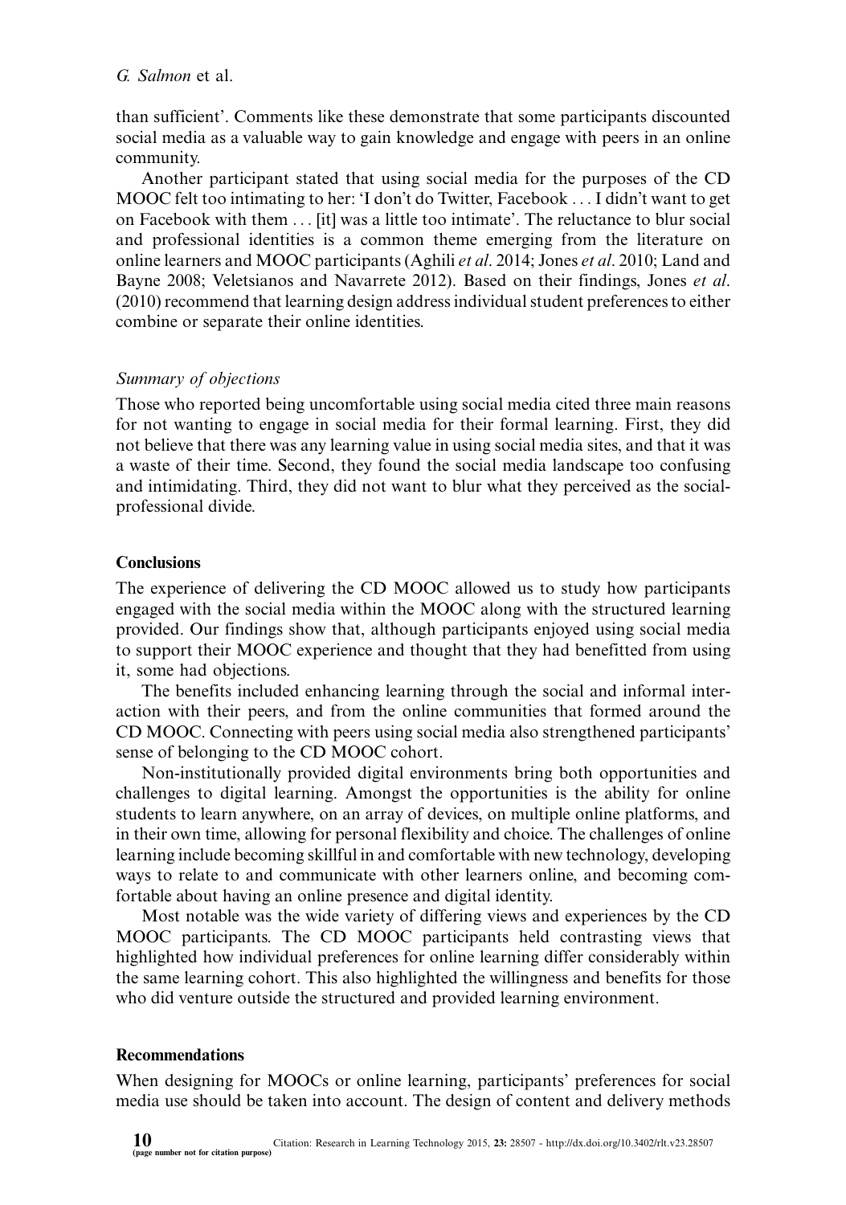than sufficient'. Comments like these demonstrate that some participants discounted social media as a valuable way to gain knowledge and engage with peers in an online community.

Another participant stated that using social media for the purposes of the CD MOOC felt too intimating to her: 'I don't do Twitter, Facebook . . . I didn't want to get on Facebook with them . . . [it] was a little too intimate'. The reluctance to blur social and professional identities is a common theme emerging from the literature on online learners and MOOC participants (Aghili *et al*. 2014; Jones *et al*. 2010; Land and Bayne 2008; Veletsianos and Navarrete 2012). Based on their findings, Jones *et al*. (2010) recommend that learning design address individual student preferences to either combine or separate their online identities.

### *Summary of objections*

Those who reported being uncomfortable using social media cited three main reasons for not wanting to engage in social media for their formal learning. First, they did not believe that there was any learning value in using social media sites, and that it was a waste of their time. Second, they found the social media landscape too confusing and intimidating. Third, they did not want to blur what they perceived as the social-professional divide.

## **Conclusions**

The experience of delivering the CD MOOC allowed us to study how participants engaged with the social media within the MOOC along with the structured learning provided. Our findings show that, although participants enjoyed using social media to support their MOOC experience and thought that they had benefitted from using it, some had objections.

The benefits included enhancing learning through the social and informal interaction with their peers, and from the online communities that formed around the CD MOOC. Connecting with peers using social media also strengthened participants' sense of belonging to the CD MOOC cohort.

Non-institutionally provided digital environments bring both opportunities and challenges to digital learning. Amongst the opportunities is the ability for online students to learn anywhere, on an array of devices, on multiple online platforms, and in their own time, allowing for personal flexibility and choice. The challenges of online learning include becoming skillful in and comfortable with new technology, developing ways to relate to and communicate with other learners online, and becoming comfortable about having an online presence and digital identity.

Most notable was the wide variety of differing views and experiences by the CD MOOC participants. The CD MOOC participants held contrasting views that highlighted how individual preferences for online learning differ considerably within the same learning cohort. This also highlighted the willingness and benefits for those who did venture outside the structured and provided learning environment.

## **Recommendations**

When designing for MOOCs or online learning, participants' preferences for social media use should be taken into account. The design of content and delivery methods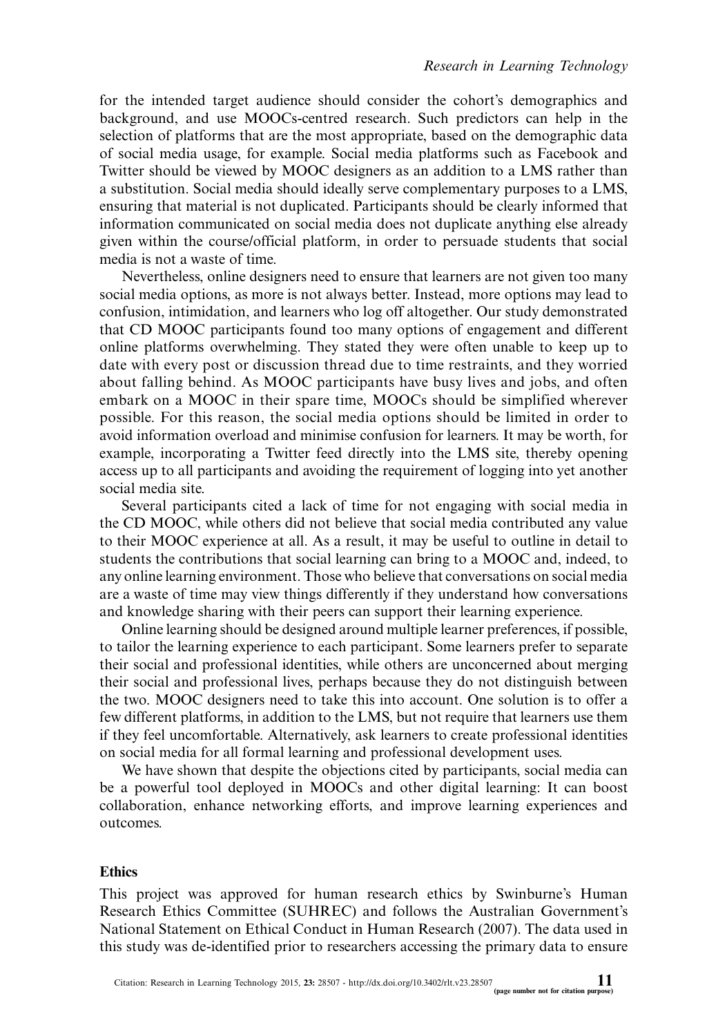for the intended target audience should consider the cohort's demographics and background, and use MOOCs-centred research. Such predictors can help in the selection of platforms that are the most appropriate, based on the demographic data of social media usage, for example. Social media platforms such as Facebook and Twitter should be viewed by MOOC designers as an addition to a LMS rather than a substitution. Social media should ideally serve complementary purposes to a LMS, ensuring that material is not duplicated. Participants should be clearly informed that information communicated on social media does not duplicate anything else already given within the course/official platform, in order to persuade students that social media is not a waste of time.

Nevertheless, online designers need to ensure that learners are not given too many social media options, as more is not always better. Instead, more options may lead to confusion, intimidation, and learners who log off altogether. Our study demonstrated that CD MOOC participants found too many options of engagement and different online platforms overwhelming. They stated they were often unable to keep up to date with every post or discussion thread due to time restraints, and they worried about falling behind. As MOOC participants have busy lives and jobs, and often embark on a MOOC in their spare time, MOOCs should be simplified wherever possible. For this reason, the social media options should be limited in order to avoid information overload and minimise confusion for learners. It may be worth, for example, incorporating a Twitter feed directly into the LMS site, thereby opening access up to all participants and avoiding the requirement of logging into yet another social media site.

Several participants cited a lack of time for not engaging with social media in the CD MOOC, while others did not believe that social media contributed any value to their MOOC experience at all. As a result, it may be useful to outline in detail to students the contributions that social learning can bring to a MOOC and, indeed, to any online learning environment. Those who believe that conversations on social media are a waste of time may view things differently if they understand how conversations and knowledge sharing with their peers can support their learning experience.

Online learning should be designed around multiple learner preferences, if possible, to tailor the learning experience to each participant. Some learners prefer to separate their social and professional identities, while others are unconcerned about merging their social and professional lives, perhaps because they do not distinguish between the two. MOOC designers need to take this into account. One solution is to offer a few different platforms, in addition to the LMS, but not require that learners use them if they feel uncomfortable. Alternatively, ask learners to create professional identities on social media for all formal learning and professional development uses.

We have shown that despite the objections cited by participants, social media can be a powerful tool deployed in MOOCs and other digital learning: It can boost collaboration, enhance networking efforts, and improve learning experiences and outcomes.

## Ethics

This project was approved for human research ethics by Swinburne's Human Research Ethics Committee (SUHREC) and follows the Australian Government's National Statement on Ethical Conduct in Human Research (2007). The data used in this study was de-identified prior to researchers accessing the primary data to ensure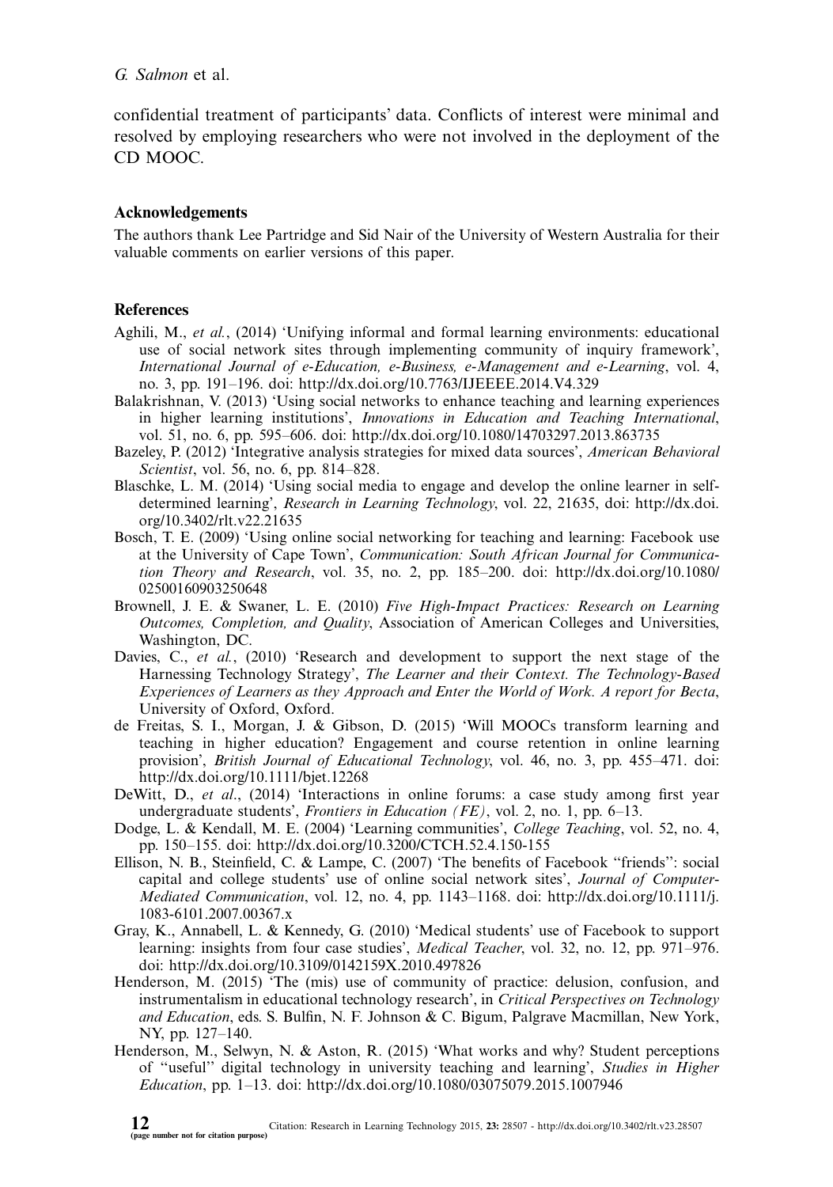confidential treatment of participants' data. Conflicts of interest were minimal and resolved by employing researchers who were not involved in the deployment of the CD MOOC.

## Acknowledgements

The authors thank Lee Partridge and Sid Nair of the University of Western Australia for their valuable comments on earlier versions of this paper.

## References

Aghili, M., *et al.*, (2014) 'Unifying informal and formal learning environments: educational use of social network sites through implementing community of inquiry framework', *International Journal of e-Education, e-Business, e-Management and e-Learning*, vol. 4, no. 3, pp. 191–196. doi: http://dx.doi.org/10.7763/IJEEEE.2014.V4.329

Balakrishnan, V. (2013) 'Using social networks to enhance teaching and learning experiences in higher learning institutions', *Innovations in Education and Teaching International*, vol. 51, no. 6, pp. 595–606. doi: http://dx.doi.org/10.1080/14703297.2013.863735

Bazeley, P. (2012) 'Integrative analysis strategies for mixed data sources', *American Behavioral Scientist*, vol. 56, no. 6, pp. 814–828.

Blaschke, L. M. (2014) 'Using social media to engage and develop the online learner in self-determined learning', *Research in Learning Technology*, vol. 22, 21635, doi: http://dx.doi.org/10.3402/rlt.v22.21635

Bosch, T. E. (2009) 'Using online social networking for teaching and learning: Facebook use at the University of Cape Town', *Communication: South African Journal for Communication Theory and Research*, vol. 35, no. 2, pp. 185–200. doi: http://dx.doi.org/10.1080/02500160903250648

Brownell, J. E. & Swaner, L. E. (2010) *Five High-Impact Practices: Research on Learning Outcomes, Completion, and Quality*, Association of American Colleges and Universities, Washington, DC.

Davies, C., *et al.*, (2010) 'Research and development to support the next stage of the Harnessing Technology Strategy', *The Learner and their Context. The Technology-Based Experiences of Learners as they Approach and Enter the World of Work. A report for Becta*, University of Oxford, Oxford.

de Freitas, S. I., Morgan, J. & Gibson, D. (2015) 'Will MOOCs transform learning and teaching in higher education? Engagement and course retention in online learning provision', *British Journal of Educational Technology*, vol. 46, no. 3, pp. 455–471. doi: http://dx.doi.org/10.1111/bjet.12268

DeWitt, D., *et al.*, (2014) 'Interactions in online forums: a case study among first year undergraduate students', *Frontiers in Education (FE)*, vol. 2, no. 1, pp. 6–13.

Dodge, L. & Kendall, M. E. (2004) 'Learning communities', *College Teaching*, vol. 52, no. 4, pp. 150–155. doi: http://dx.doi.org/10.3200/CTCH.52.4.150-155

Ellison, N. B., Steinfield, C. & Lampe, C. (2007) 'The benefits of Facebook "friends": social capital and college students' use of online social network sites', *Journal of Computer-Mediated Communication*, vol. 12, no. 4, pp. 1143–1168. doi: http://dx.doi.org/10.1111/j.1083-6101.2007.00367.x

Gray, K., Annabell, L. & Kennedy, G. (2010) 'Medical students' use of Facebook to support learning: insights from four case studies', *Medical Teacher*, vol. 32, no. 12, pp. 971–976. doi: http://dx.doi.org/10.3109/0142159X.2010.497826

Henderson, M. (2015) 'The (mis) use of community of practice: delusion, confusion, and instrumentalism in educational technology research', in *Critical Perspectives on Technology and Education*, eds. S. Bulfin, N. F. Johnson & C. Bigum, Palgrave Macmillan, New York, NY, pp. 127–140.

Henderson, M., Selwyn, N. & Aston, R. (2015) 'What works and why? Student perceptions of "useful" digital technology in university teaching and learning', *Studies in Higher Education*, pp. 1–13. doi: http://dx.doi.org/10.1080/03075079.2015.1007946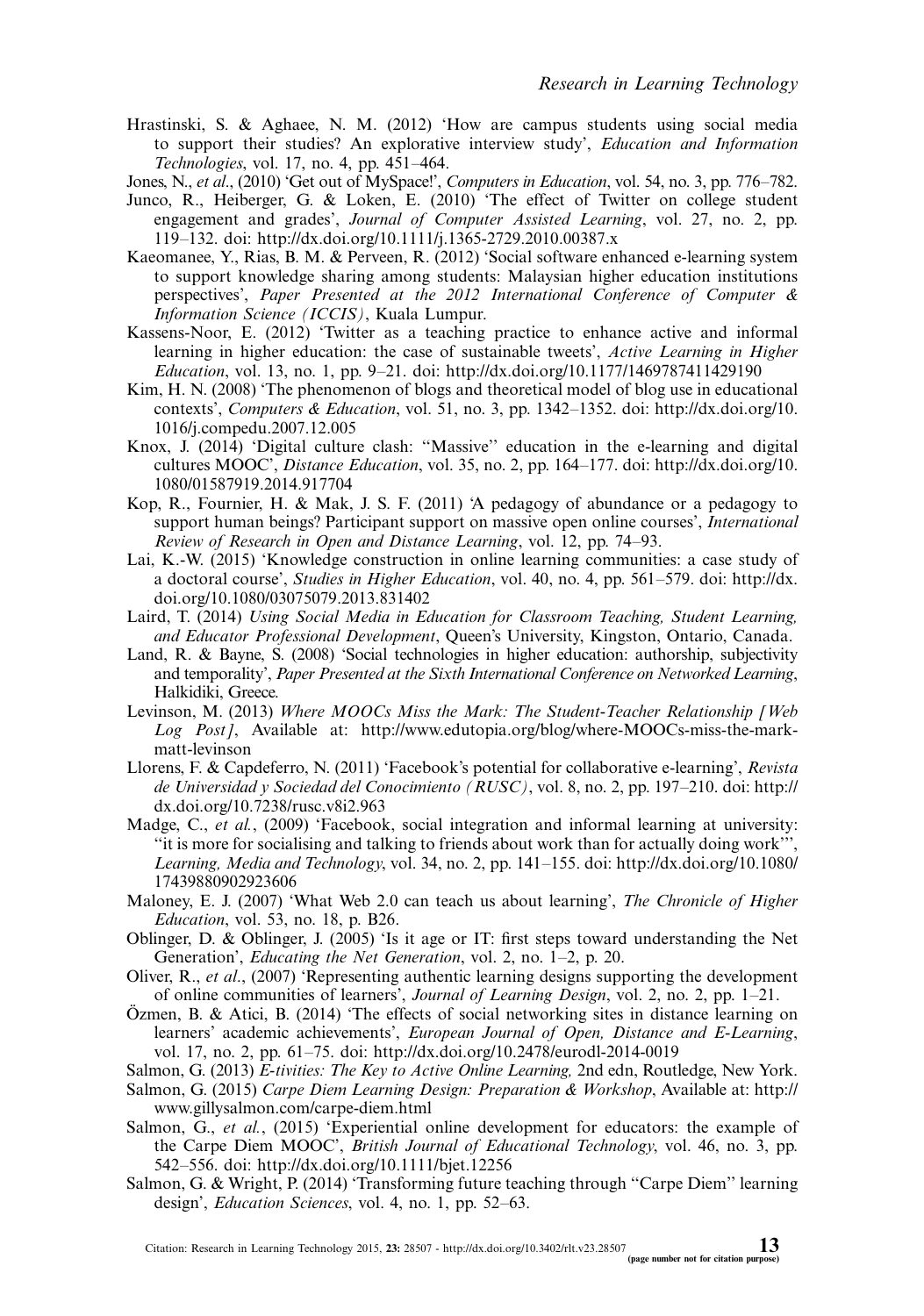Hrastinski, S. & Aghaee, N. M. (2012) 'How are campus students using social media to support their studies? An explorative interview study', *Education and Information Technologies*, vol. 17, no. 4, pp. 451–464.

Jones, N., *et al*., (2010) 'Get out of MySpace!', *Computers in Education*, vol. 54, no. 3, pp. 776–782.

Junco, R., Heiberger, G. & Loken, E. (2010) 'The effect of Twitter on college student engagement and grades', *Journal of Computer Assisted Learning*, vol. 27, no. 2, pp. 119–132. doi: http://dx.doi.org/10.1111/j.1365-2729.2010.00387.x

Kaeomanee, Y., Rias, B. M. & Perveen, R. (2012) 'Social software enhanced e-learning system to support knowledge sharing among students: Malaysian higher education institutions perspectives', *Paper Presented at the 2012 International Conference of Computer & Information Science (ICCIS)*, Kuala Lumpur.

Kassens-Noor, E. (2012) 'Twitter as a teaching practice to enhance active and informal learning in higher education: the case of sustainable tweets', *Active Learning in Higher Education*, vol. 13, no. 1, pp. 9–21. doi: http://dx.doi.org/10.1177/1469787411429190

Kim, H. N. (2008) 'The phenomenon of blogs and theoretical model of blog use in educational contexts', *Computers & Education*, vol. 51, no. 3, pp. 1342–1352. doi: http://dx.doi.org/10.1016/j.compedu.2007.12.005

Knox, J. (2014) 'Digital culture clash: "Massive" education in the e-learning and digital cultures MOOC', *Distance Education*, vol. 35, no. 2, pp. 164–177. doi: http://dx.doi.org/10.1080/01587919.2014.917704

Kop, R., Fournier, H. & Mak, J. S. F. (2011) 'A pedagogy of abundance or a pedagogy to support human beings? Participant support on massive open online courses', *International Review of Research in Open and Distance Learning*, vol. 12, pp. 74–93.

Lai, K.-W. (2015) 'Knowledge construction in online learning communities: a case study of a doctoral course', *Studies in Higher Education*, vol. 40, no. 4, pp. 561–579. doi: http://dx.doi.org/10.1080/03075079.2013.831402

Laird, T. (2014) *Using Social Media in Education for Classroom Teaching, Student Learning, and Educator Professional Development*, Queen's University, Kingston, Ontario, Canada.

Land, R. & Bayne, S. (2008) 'Social technologies in higher education: authorship, subjectivity and temporality', *Paper Presented at the Sixth International Conference on Networked Learning*, Halkidiki, Greece.

Levinson, M. (2013) *Where MOOCs Miss the Mark: The Student-Teacher Relationship [Web Log Post]*, Available at: http://www.edutopia.org/blog/where-MOOCs-miss-the-mark-matt-levinson

Llorens, F. & Capdeferro, N. (2011) 'Facebook's potential for collaborative e-learning', *Revista de Universidad y Sociedad del Conocimiento (RUSC)*, vol. 8, no. 2, pp. 197–210. doi: http://dx.doi.org/10.7238/rusc.v8i2.963

Madge, C., *et al.*, (2009) 'Facebook, social integration and informal learning at university: "it is more for socialising and talking to friends about work than for actually doing work"', *Learning, Media and Technology*, vol. 34, no. 2, pp. 141–155. doi: http://dx.doi.org/10.1080/17439880902923606

Maloney, E. J. (2007) 'What Web 2.0 can teach us about learning', *The Chronicle of Higher Education*, vol. 53, no. 18, p. B26.

Oblinger, D. & Oblinger, J. (2005) 'Is it age or IT: first steps toward understanding the Net Generation', *Educating the Net Generation*, vol. 2, no. 1–2, p. 20.

Oliver, R., *et al.*, (2007) 'Representing authentic learning designs supporting the development of online communities of learners', *Journal of Learning Design*, vol. 2, no. 2, pp. 1–21.

Özmen, B. & Atici, B. (2014) 'The effects of social networking sites in distance learning on learners' academic achievements', *European Journal of Open, Distance and E-Learning*, vol. 17, no. 2, pp. 61–75. doi: http://dx.doi.org/10.2478/eurodl-2014-0019

Salmon, G. (2013) *E-tivities: The Key to Active Online Learning,* 2nd edn, Routledge, New York.

Salmon, G. (2015) *Carpe Diem Learning Design: Preparation & Workshop*, Available at: http://www.gillysalmon.com/carpe-diem.html

Salmon, G., *et al.*, (2015) 'Experiential online development for educators: the example of the Carpe Diem MOOC', *British Journal of Educational Technology*, vol. 46, no. 3, pp. 542–556. doi: http://dx.doi.org/10.1111/bjet.12256

Salmon, G. & Wright, P. (2014) 'Transforming future teaching through "Carpe Diem" learning design', *Education Sciences*, vol. 4, no. 1, pp. 52–63.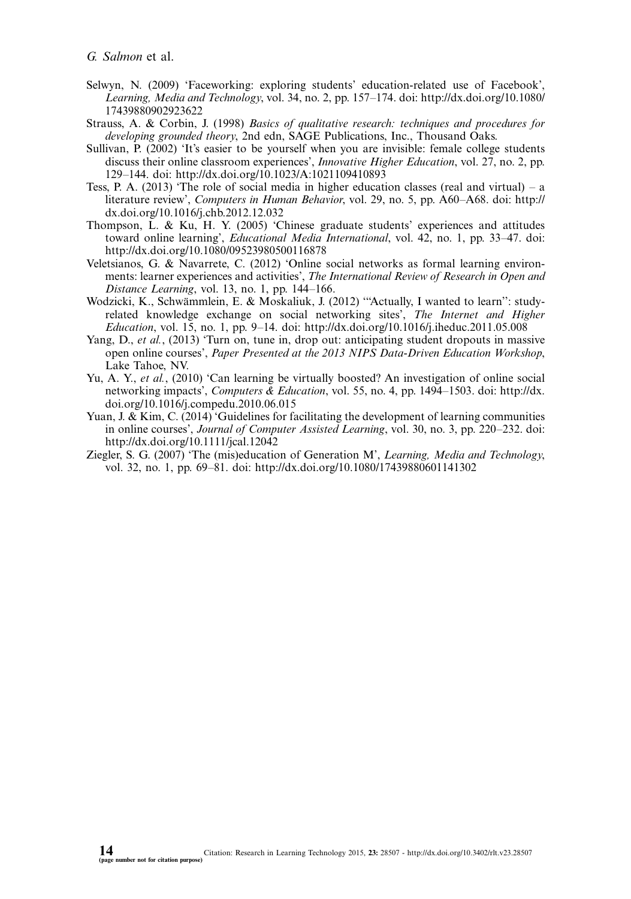Selwyn, N. (2009) 'Faceworking: exploring students' education-related use of Facebook', *Learning, Media and Technology*, vol. 34, no. 2, pp. 157–174. doi: http://dx.doi.org/10.1080/17439880902923622

Strauss, A. & Corbin, J. (1998) *Basics of qualitative research: techniques and procedures for developing grounded theory*, 2nd edn, SAGE Publications, Inc., Thousand Oaks.

Sullivan, P. (2002) 'It's easier to be yourself when you are invisible: female college students discuss their online classroom experiences', *Innovative Higher Education*, vol. 27, no. 2, pp. 129–144. doi: http://dx.doi.org/10.1023/A:1021109410893

Tess, P. A. (2013) 'The role of social media in higher education classes (real and virtual) – a literature review', *Computers in Human Behavior*, vol. 29, no. 5, pp. A60–A68. doi: http://dx.doi.org/10.1016/j.chb.2012.12.032

Thompson, L. & Ku, H. Y. (2005) 'Chinese graduate students' experiences and attitudes toward online learning', *Educational Media International*, vol. 42, no. 1, pp. 33–47. doi: http://dx.doi.org/10.1080/09523980500116878

Veletsianos, G. & Navarrete, C. (2012) 'Online social networks as formal learning environments: learner experiences and activities', *The International Review of Research in Open and Distance Learning*, vol. 13, no. 1, pp. 144–166.

Wodzicki, K., Schwämmlein, E. & Moskaliuk, J. (2012) '"Actually, I wanted to learn": study-related knowledge exchange on social networking sites', *The Internet and Higher Education*, vol. 15, no. 1, pp. 9–14. doi: http://dx.doi.org/10.1016/j.iheduc.2011.05.008

Yang, D., *et al.*, (2013) 'Turn on, tune in, drop out: anticipating student dropouts in massive open online courses', *Paper Presented at the 2013 NIPS Data-Driven Education Workshop*, Lake Tahoe, NV.

Yu, A. Y., *et al.*, (2010) 'Can learning be virtually boosted? An investigation of online social networking impacts', *Computers & Education*, vol. 55, no. 4, pp. 1494–1503. doi: http://dx.doi.org/10.1016/j.compedu.2010.06.015

Yuan, J. & Kim, C. (2014) 'Guidelines for facilitating the development of learning communities in online courses', *Journal of Computer Assisted Learning*, vol. 30, no. 3, pp. 220–232. doi: http://dx.doi.org/10.1111/jcal.12042

Ziegler, S. G. (2007) 'The (mis)education of Generation M', *Learning, Media and Technology*, vol. 32, no. 1, pp. 69–81. doi: http://dx.doi.org/10.1080/17439880601141302